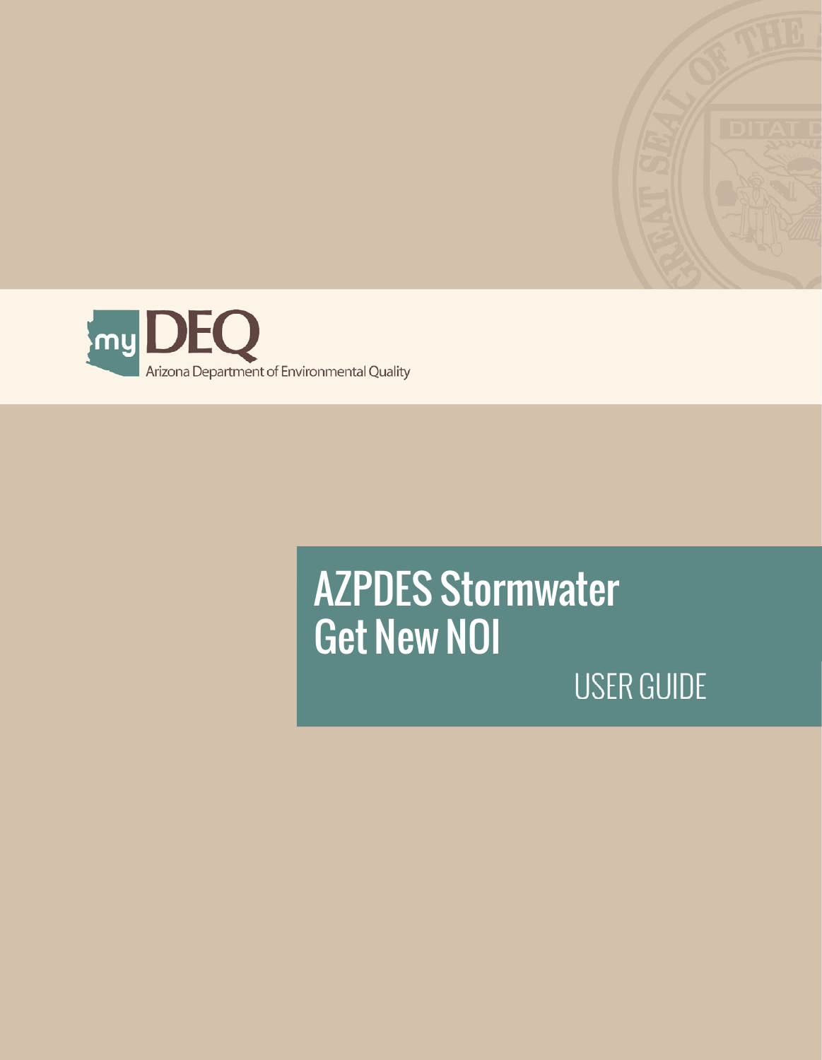myDEQ

Arizona Department of Environmental Quality

# AZPDES Stormwater Get New NOI

## USER GUIDE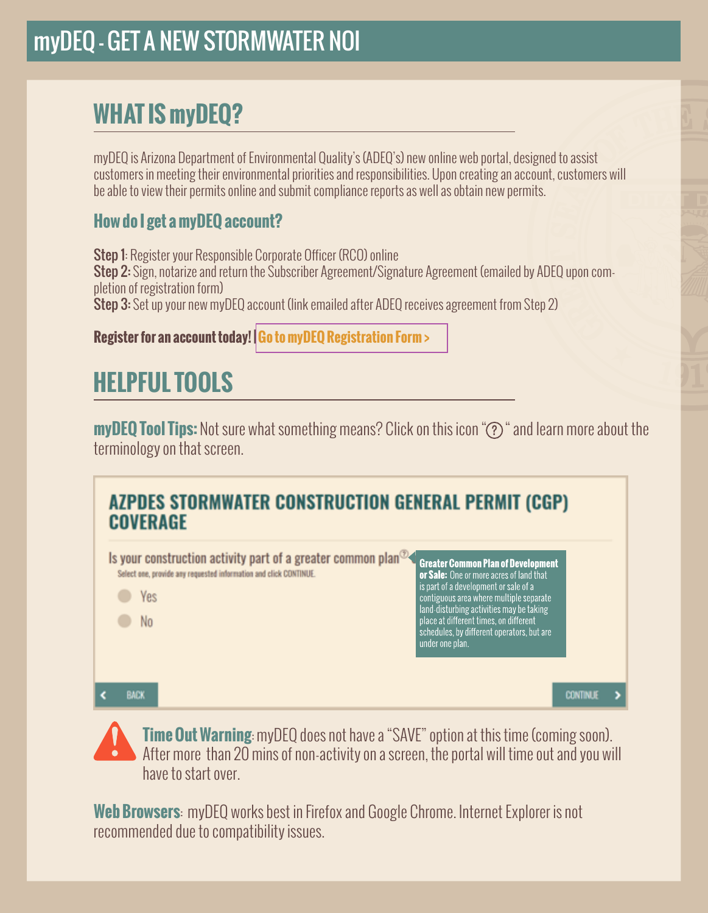# myDEQ - GET A NEW STORMWATER NOI

## WHAT IS myDEQ?

myDEQ is Arizona Department of Environmental Quality's (ADEQ's) new online web portal, designed to assist customers in meeting their environmental priorities and responsibilities. Upon creating an account, customers will be able to view their permits online and submit compliance reports as well as obtain new permits.

### How do I get a myDEQ account?

**Step 1**: Register your Responsible Corporate Officer (RCO) online
**Step 2:** Sign, notarize and return the Subscriber Agreement/Signature Agreement (emailed by ADEQ upon completion of registration form)
**Step 3:** Set up your new myDEQ account (link emailed after ADEQ receives agreement from Step 2)

**Register for an account today! | Go to myDEQ Registration Form >**

## HELPFUL TOOLS

**myDEQ Tool Tips:** Not sure what something means? Click on this icon "?" and learn more about the terminology on that screen.

**AZPDES STORMWATER CONSTRUCTION GENERAL PERMIT (CGP) COVERAGE**

Is your construction activity part of a greater common plan?
Select one, provide any requested information and click CONTINUE.

- Yes
- No

**Greater Common Plan of Development or Sale:** One or more acres of land that is part of a development or sale of a contiguous area where multiple separate land-disturbing activities may be taking place at different times, on different schedules, by different operators, but are under one plan.

< BACK | CONTINUE >

**Time Out Warning**: myDEQ does not have a "SAVE" option at this time (coming soon). After more than 20 mins of non-activity on a screen, the portal will time out and you will have to start over.

**Web Browsers**: myDEQ works best in Firefox and Google Chrome. Internet Explorer is not recommended due to compatibility issues.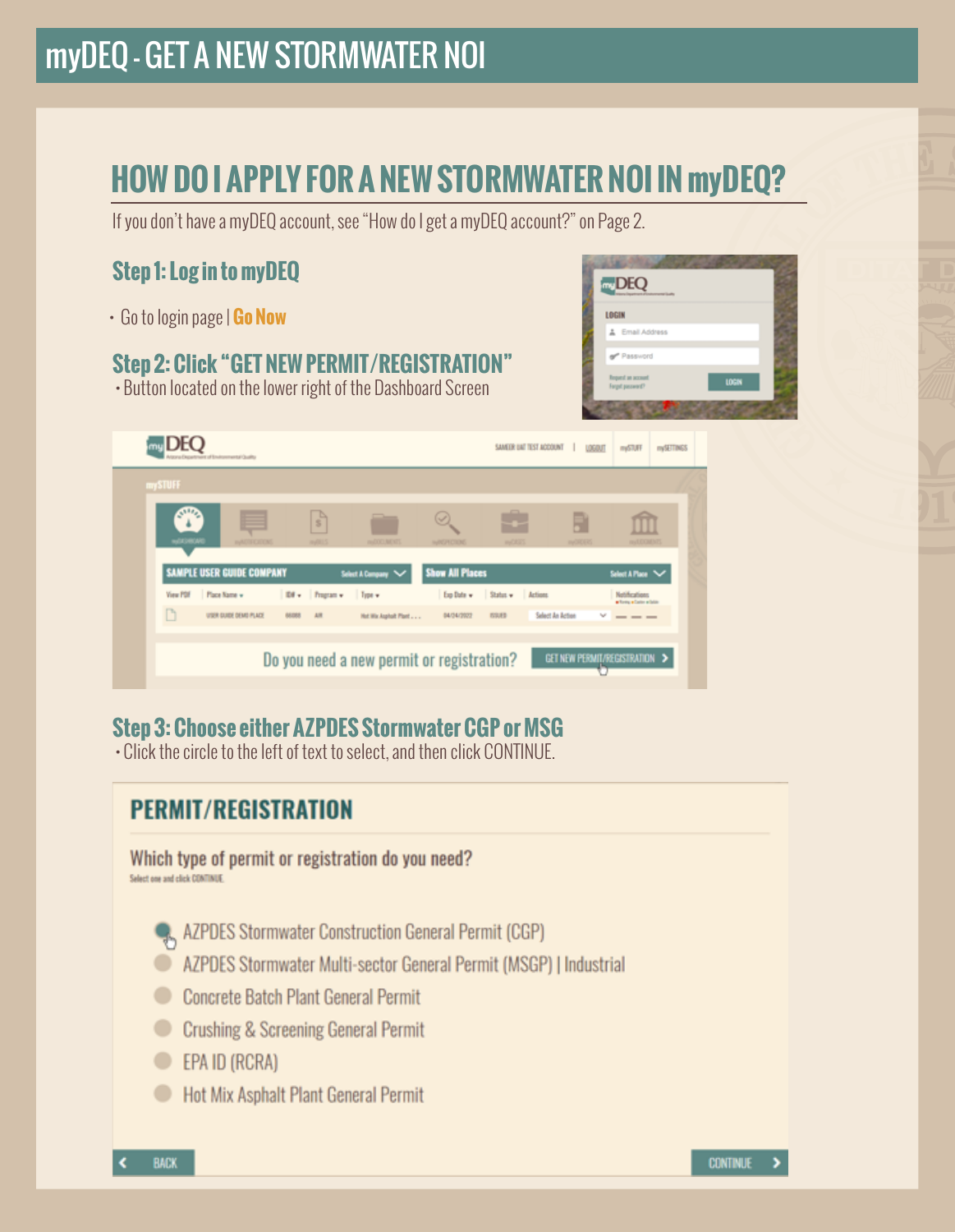# myDEQ - GET A NEW STORMWATER NOI

## HOW DO I APPLY FOR A NEW STORMWATER NOI IN myDEQ?

If you don't have a myDEQ account, see "How do I get a myDEQ account?" on Page 2.

### Step 1: Log in to myDEQ

- Go to login page | **Go Now**

### Step 2: Click "GET NEW PERMIT/REGISTRATION"

- Button located on the lower right of the Dashboard Screen

### Step 3: Choose either AZPDES Stormwater CGP or MSG

- Click the circle to the left of text to select, and then click CONTINUE.

**PERMIT/REGISTRATION**

Which type of permit or registration do you need?

Select one and click CONTINUE.

- AZPDES Stormwater Construction General Permit (CGP)
- AZPDES Stormwater Multi-sector General Permit (MSGP) | Industrial
- Concrete Batch Plant General Permit
- Crushing & Screening General Permit
- EPA ID (RCRA)
- Hot Mix Asphalt Plant General Permit

BACK | CONTINUE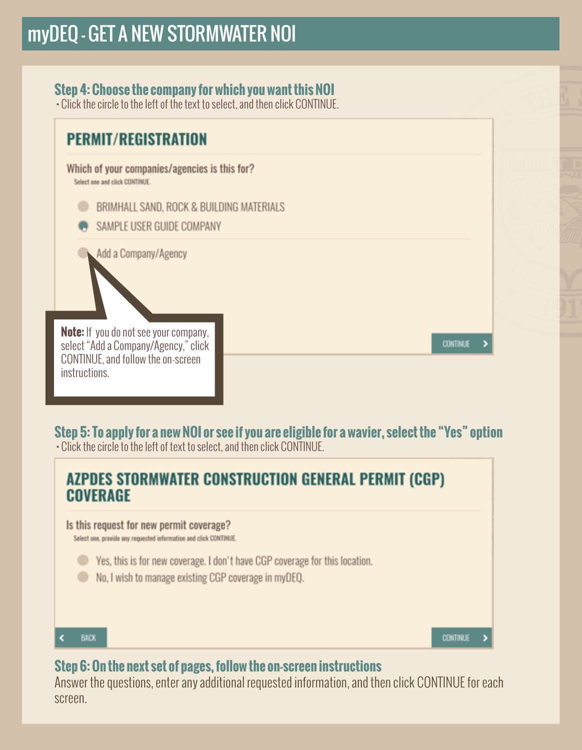# myDEQ - GET A NEW STORMWATER NOI

### Step 4: Choose the company for which you want this NOI

- Click the circle to the left of the text to select, and then click CONTINUE.

**PERMIT/REGISTRATION**

Which of your companies/agencies is this for?

Select one and click CONTINUE.

- BRIMHALL SAND, ROCK & BUILDING MATERIALS
- SAMPLE USER GUIDE COMPANY
- Add a Company/Agency

CONTINUE >

**Note:** If you do not see your company, select "Add a Company/Agency," click CONTINUE, and follow the on-screen instructions.

### Step 5: To apply for a new NOI or see if you are eligible for a wavier, select the "Yes" option

- Click the circle to the left of text to select, and then click CONTINUE.

**AZPDES STORMWATER CONSTRUCTION GENERAL PERMIT (CGP) COVERAGE**

Is this request for new permit coverage?

Select one, provide any requested information and click CONTINUE.

- Yes, this is for new coverage. I don't have CGP coverage for this location.
- No, I wish to manage existing CGP coverage in myDEQ.

< BACK CONTINUE >

### Step 6: On the next set of pages, follow the on-screen instructions

Answer the questions, enter any additional requested information, and then click CONTINUE for each screen.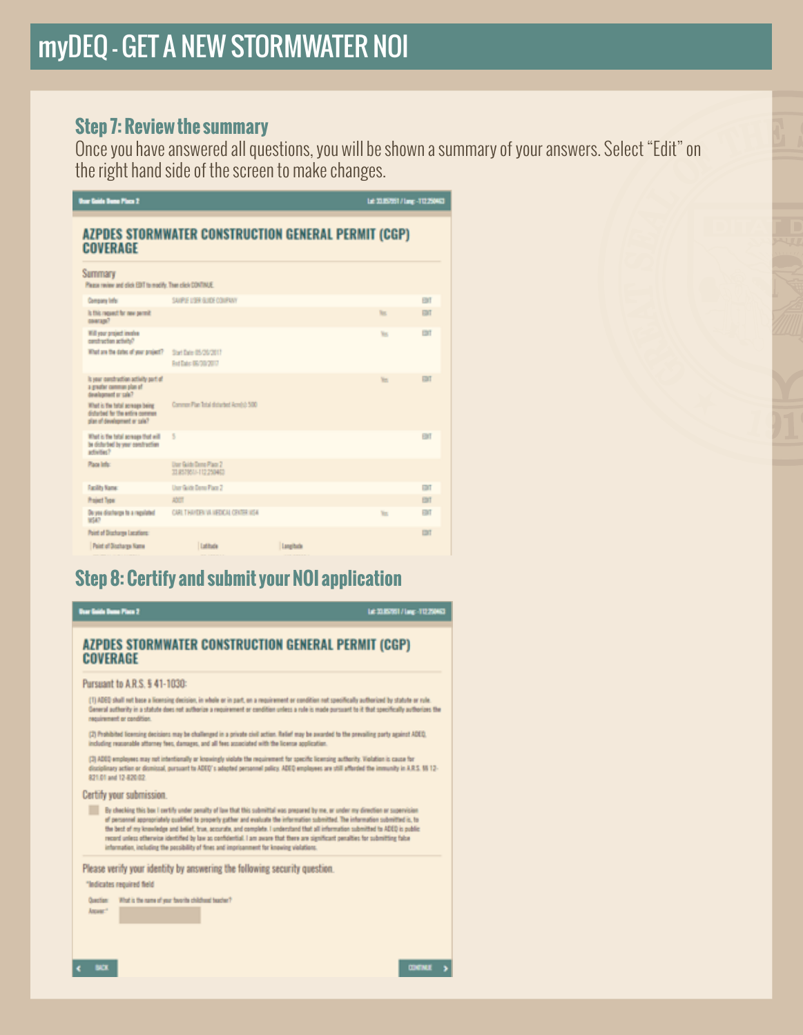# myDEQ - GET A NEW STORMWATER NOI

### Step 7: Review the summary

Once you have answered all questions, you will be shown a summary of your answers. Select "Edit" on the right hand side of the screen to make changes.

User Guide Demo Place 2 — Lat: 33.857951 / Long: -112.250463

## AZPDES STORMWATER CONSTRUCTION GENERAL PERMIT (CGP) COVERAGE

Summary

Please review and click EDIT to modify. Then click CONTINUE.

| | | | |
|---|---|---|---|
| Company Info: | SAMPLE USER GUIDE COMPANY | | EDIT |
| Is this request for new permit coverage? | | Yes | EDIT |
| Will your project involve construction activity? | | Yes | EDIT |
| What are the dates of your project? | Start Date: 05/26/2017 End Date: 06/30/2017 | | |
| Is your construction activity part of a greater common plan of development or sale? | | Yes | EDIT |
| What is the total acreage being disturbed for the entire common plan of development or sale? | Common Plan Total disturbed Acre(s): 500 | | |
| What is the total acreage that will be disturbed by your construction activities? | 5 | | EDIT |
| Place Info: | User Guide Demo Place 2 33.857951/-112.250463 | | |
| Facility Name: | User Guide Demo Place 2 | | EDIT |
| Project Type: | ADOT | | EDIT |
| Do you discharge to a regulated MS4? | CARL T HAYDEN VA MEDICAL CENTER MS4 | Yes | EDIT |
| Point of Discharge Locations: | | | EDIT |

| Point of Discharge Name | Latitude | Longitude |
|---|---|---|

### Step 8: Certify and submit your NOI application

User Guide Demo Place 2 — Lat: 33.857951 / Long: -112.250463

## AZPDES STORMWATER CONSTRUCTION GENERAL PERMIT (CGP) COVERAGE

Pursuant to A.R.S. § 41-1030:

(1) ADEQ shall not base a licensing decision, in whole or in part, on a requirement or condition not specifically authorized by statute or rule. General authority in a statute does not authorize a requirement or condition unless a rule is made pursuant to it that specifically authorizes the requirement or condition.

(2) Prohibited licensing decisions may be challenged in a private civil action. Relief may be awarded to the prevailing party against ADEQ, including reasonable attorney fees, damages, and all fees associated with the license application.

(3) ADEQ employees may not intentionally or knowingly violate the requirement for specific licensing authority. Violation is cause for disciplinary action or dismissal, pursuant to ADEQ's adopted personnel policy. ADEQ employees are still afforded the immunity in A.R.S. §§ 12-821.01 and 12-820.02.

Certify your submission.

- [ ] By checking this box I certify under penalty of law that this submittal was prepared by me, or under my direction or supervision of personnel appropriately qualified to properly gather and evaluate the information submitted. The information submitted is, to the best of my knowledge and belief, true, accurate, and complete. I understand that all information submitted to ADEQ is public record unless otherwise identified by law as confidential. I am aware that there are significant penalties for submitting false information, including the possibility of fines and imprisonment for knowing violations.

Please verify your identity by answering the following security question.

*Indicates required field

Question: What is the name of your favorite childhood teacher?

Answer:*

BACK | CONTINUE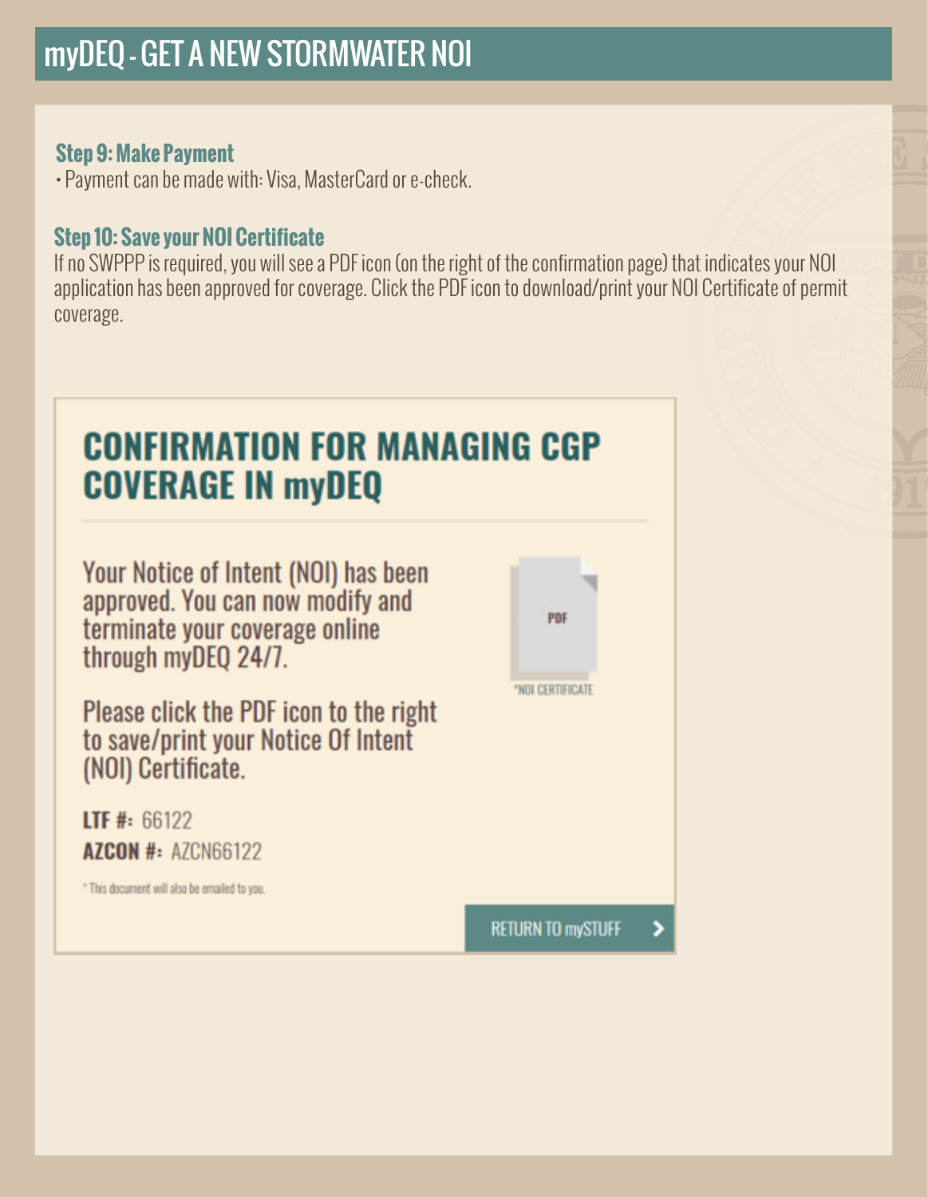# myDEQ - GET A NEW STORMWATER NOI

### Step 9: Make Payment

- Payment can be made with: Visa, MasterCard or e-check.

### Step 10: Save your NOI Certificate

If no SWPPP is required, you will see a PDF icon (on the right of the confirmation page) that indicates your NOI application has been approved for coverage. Click the PDF icon to download/print your NOI Certificate of permit coverage.

## CONFIRMATION FOR MANAGING CGP COVERAGE IN myDEQ

Your Notice of Intent (NOI) has been approved. You can now modify and terminate your coverage online through myDEQ 24/7.

Please click the PDF icon to the right to save/print your Notice Of Intent (NOI) Certificate.

PDF

*NOI CERTIFICATE

**LTF #:** 66122

**AZCON #:** AZCN66122

* This document will also be emailed to you.

RETURN TO mySTUFF